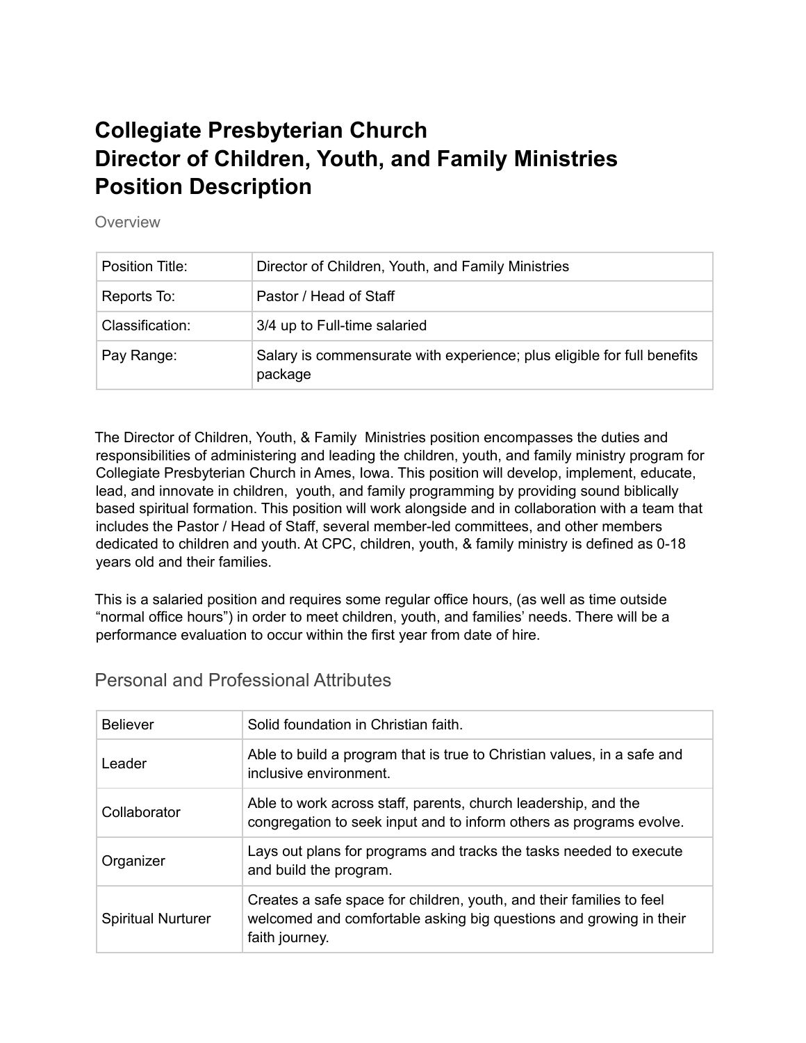# Collegiate Presbyterian Church
# Director of Children, Youth, and Family Ministries
# Position Description

## Overview

| Position Title: | Director of Children, Youth, and Family Ministries |
| --- | --- |
| Reports To: | Pastor / Head of Staff |
| Classification: | 3/4 up to Full-time salaried |
| Pay Range: | Salary is commensurate with experience; plus eligible for full benefits package |

The Director of Children, Youth, & Family Ministries position encompasses the duties and responsibilities of administering and leading the children, youth, and family ministry program for Collegiate Presbyterian Church in Ames, Iowa. This position will develop, implement, educate, lead, and innovate in children, youth, and family programming by providing sound biblically based spiritual formation. This position will work alongside and in collaboration with a team that includes the Pastor / Head of Staff, several member-led committees, and other members dedicated to children and youth. At CPC, children, youth, & family ministry is defined as 0-18 years old and their families.

This is a salaried position and requires some regular office hours, (as well as time outside "normal office hours") in order to meet children, youth, and families' needs. There will be a performance evaluation to occur within the first year from date of hire.

## Personal and Professional Attributes

| Believer | Solid foundation in Christian faith. |
| --- | --- |
| Leader | Able to build a program that is true to Christian values, in a safe and inclusive environment. |
| Collaborator | Able to work across staff, parents, church leadership, and the congregation to seek input and to inform others as programs evolve. |
| Organizer | Lays out plans for programs and tracks the tasks needed to execute and build the program. |
| Spiritual Nurturer | Creates a safe space for children, youth, and their families to feel welcomed and comfortable asking big questions and growing in their faith journey. |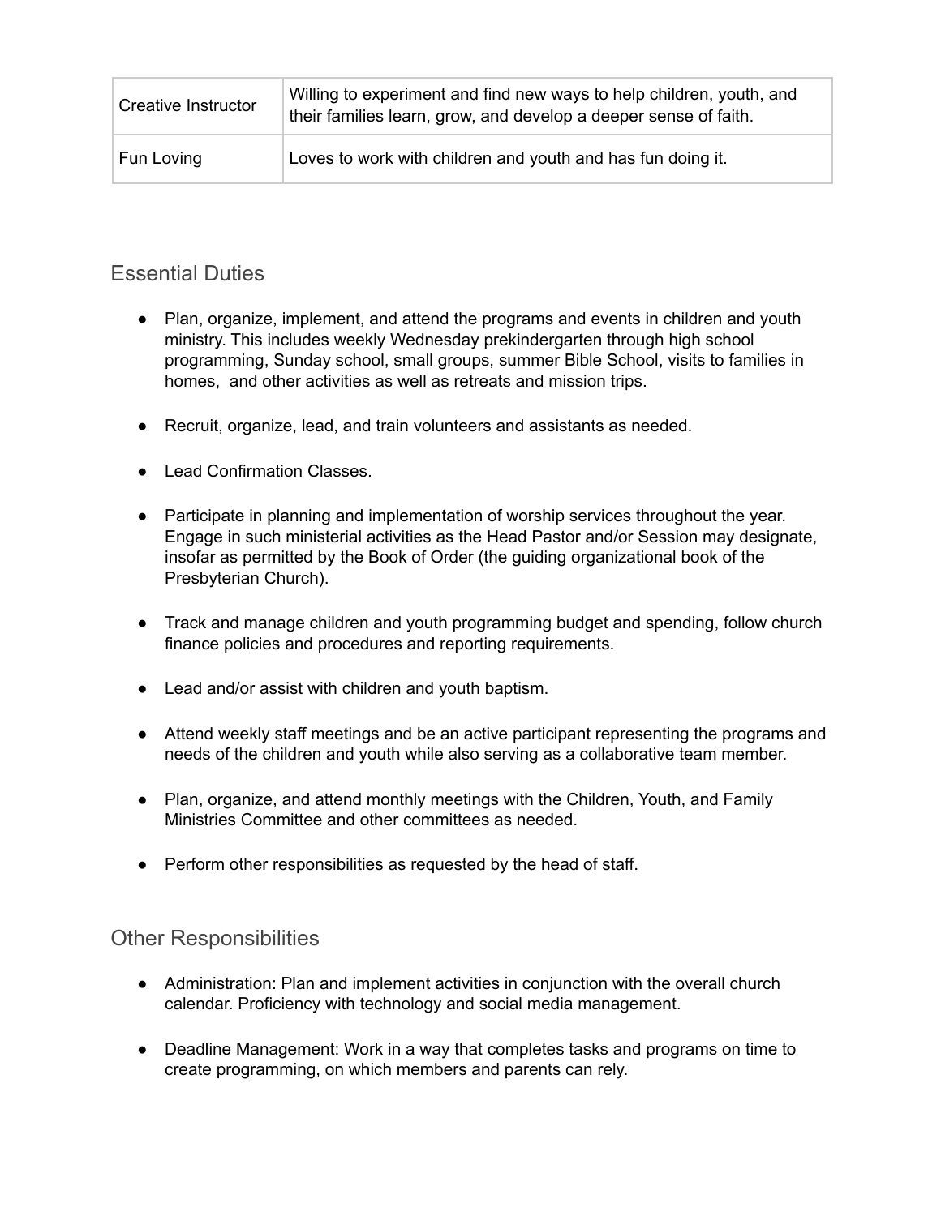| | |
|---|---|
| Creative Instructor | Willing to experiment and find new ways to help children, youth, and their families learn, grow, and develop a deeper sense of faith. |
| Fun Loving | Loves to work with children and youth and has fun doing it. |

## Essential Duties

- Plan, organize, implement, and attend the programs and events in children and youth ministry. This includes weekly Wednesday prekindergarten through high school programming, Sunday school, small groups, summer Bible School, visits to families in homes, and other activities as well as retreats and mission trips.

- Recruit, organize, lead, and train volunteers and assistants as needed.

- Lead Confirmation Classes.

- Participate in planning and implementation of worship services throughout the year. Engage in such ministerial activities as the Head Pastor and/or Session may designate, insofar as permitted by the Book of Order (the guiding organizational book of the Presbyterian Church).

- Track and manage children and youth programming budget and spending, follow church finance policies and procedures and reporting requirements.

- Lead and/or assist with children and youth baptism.

- Attend weekly staff meetings and be an active participant representing the programs and needs of the children and youth while also serving as a collaborative team member.

- Plan, organize, and attend monthly meetings with the Children, Youth, and Family Ministries Committee and other committees as needed.

- Perform other responsibilities as requested by the head of staff.

## Other Responsibilities

- Administration: Plan and implement activities in conjunction with the overall church calendar. Proficiency with technology and social media management.

- Deadline Management: Work in a way that completes tasks and programs on time to create programming, on which members and parents can rely.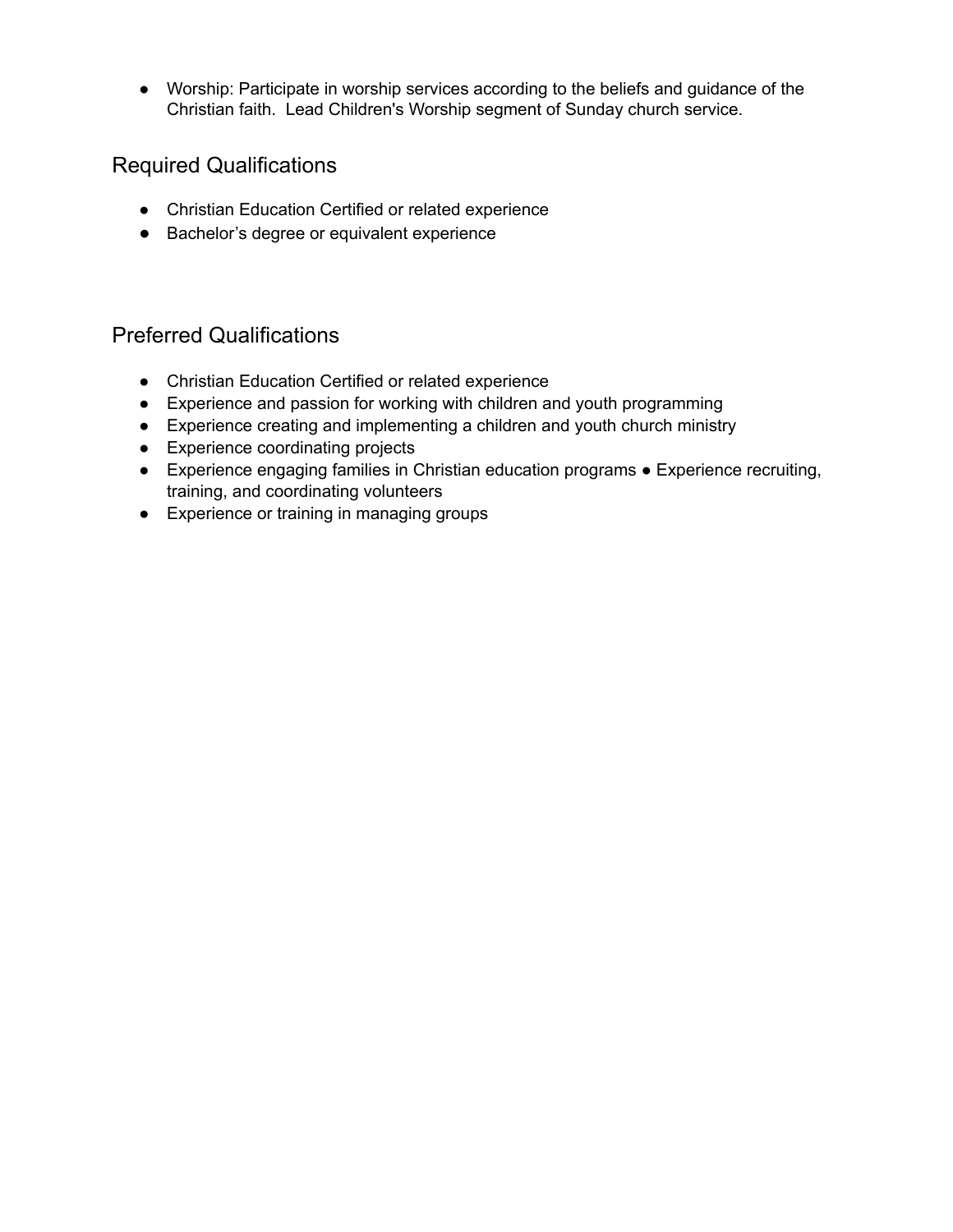- Worship: Participate in worship services according to the beliefs and guidance of the Christian faith.  Lead Children's Worship segment of Sunday church service.

## Required Qualifications

- Christian Education Certified or related experience
- Bachelor's degree or equivalent experience

## Preferred Qualifications

- Christian Education Certified or related experience
- Experience and passion for working with children and youth programming
- Experience creating and implementing a children and youth church ministry
- Experience coordinating projects
- Experience engaging families in Christian education programs ● Experience recruiting, training, and coordinating volunteers
- Experience or training in managing groups